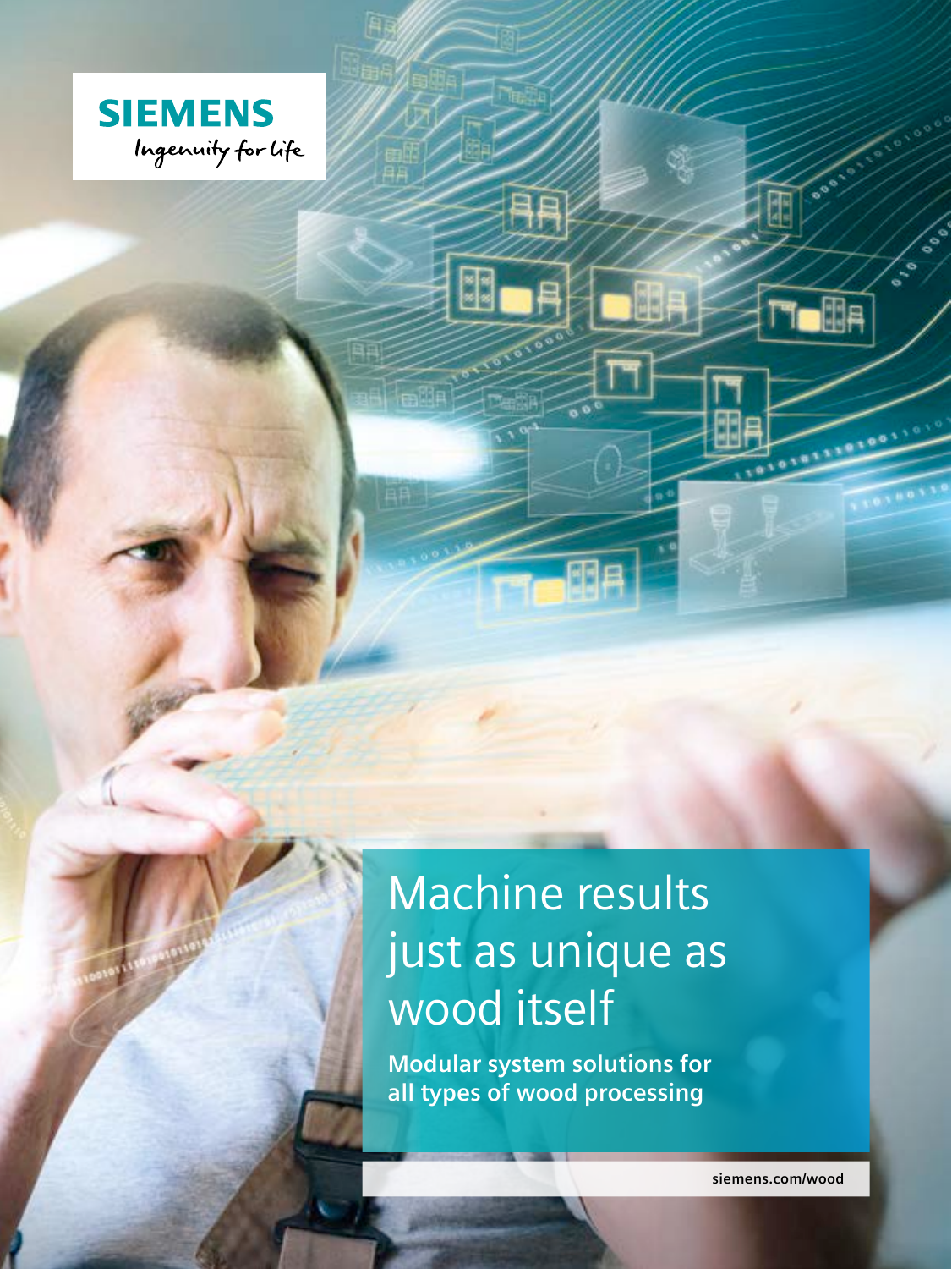SIEMENS

Ingenuity for life

# Machine results just as unique as wood itself

**Modular system solutions for all types of wood processing**

siemens.com/wood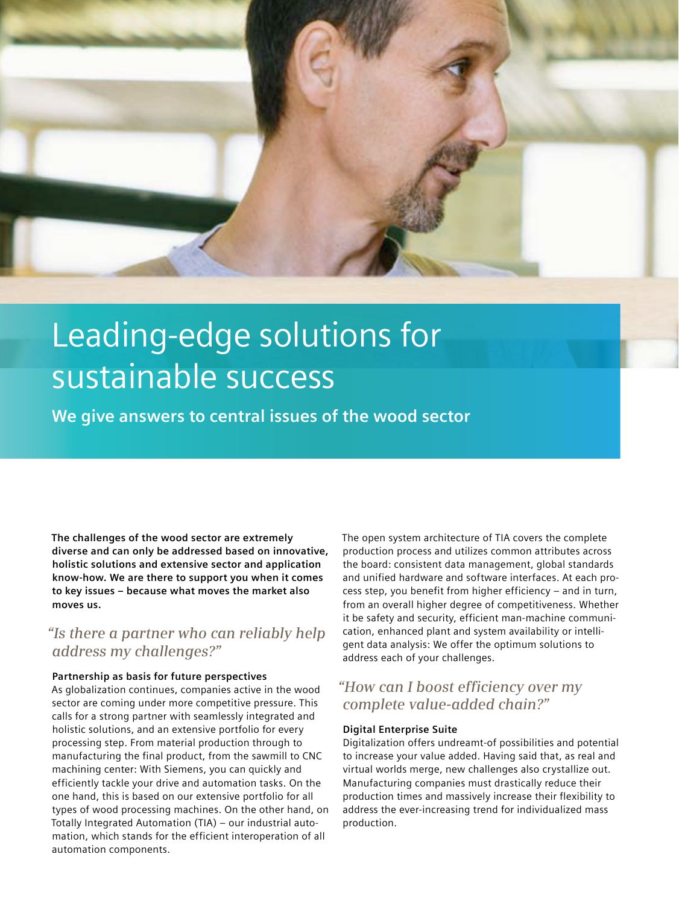# Leading-edge solutions for sustainable success

**We give answers to central issues of the wood sector**

**The challenges of the wood sector are extremely diverse and can only be addressed based on innovative, holistic solutions and extensive sector and application know-how. We are there to support you when it comes to key issues – because what moves the market also moves us.**

## *"Is there a partner who can reliably help address my challenges?"*

### Partnership as basis for future perspectives

As globalization continues, companies active in the wood sector are coming under more competitive pressure. This calls for a strong partner with seamlessly integrated and holistic solutions, and an extensive portfolio for every processing step. From material production through to manufacturing the final product, from the sawmill to CNC machining center: With Siemens, you can quickly and efficiently tackle your drive and automation tasks. On the one hand, this is based on our extensive portfolio for all types of wood processing machines. On the other hand, on Totally Integrated Automation (TIA) – our industrial automation, which stands for the efficient interoperation of all automation components.

The open system architecture of TIA covers the complete production process and utilizes common attributes across the board: consistent data management, global standards and unified hardware and software interfaces. At each process step, you benefit from higher efficiency – and in turn, from an overall higher degree of competitiveness. Whether it be safety and security, efficient man-machine communication, enhanced plant and system availability or intelligent data analysis: We offer the optimum solutions to address each of your challenges.

## *"How can I boost efficiency over my complete value-added chain?"*

### Digital Enterprise Suite

Digitalization offers undreamt-of possibilities and potential to increase your value added. Having said that, as real and virtual worlds merge, new challenges also crystallize out. Manufacturing companies must drastically reduce their production times and massively increase their flexibility to address the ever-increasing trend for individualized mass production.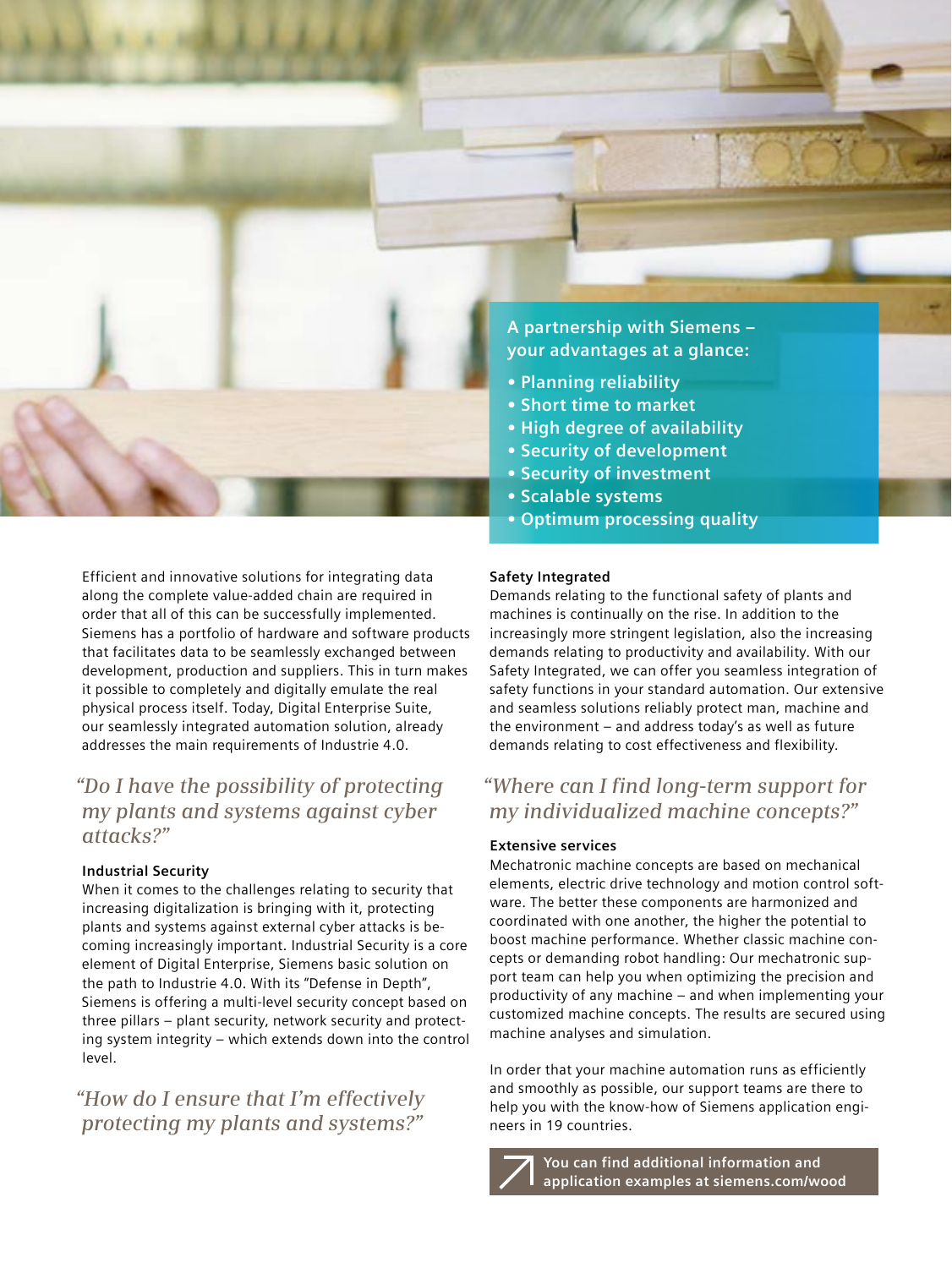**A partnership with Siemens – your advantages at a glance:**

- Planning reliability
- Short time to market
- High degree of availability
- Security of development
- Security of investment
- Scalable systems
- Optimum processing quality

Efficient and innovative solutions for integrating data along the complete value-added chain are required in order that all of this can be successfully implemented. Siemens has a portfolio of hardware and software products that facilitates data to be seamlessly exchanged between development, production and suppliers. This in turn makes it possible to completely and digitally emulate the real physical process itself. Today, Digital Enterprise Suite, our seamlessly integrated automation solution, already addresses the main requirements of Industrie 4.0.

## *"Do I have the possibility of protecting my plants and systems against cyber attacks?"*

### Industrial Security

When it comes to the challenges relating to security that increasing digitalization is bringing with it, protecting plants and systems against external cyber attacks is becoming increasingly important. Industrial Security is a core element of Digital Enterprise, Siemens basic solution on the path to Industrie 4.0. With its "Defense in Depth", Siemens is offering a multi-level security concept based on three pillars – plant security, network security and protecting system integrity – which extends down into the control level.

## *"How do I ensure that I'm effectively protecting my plants and systems?"*

### Safety Integrated

Demands relating to the functional safety of plants and machines is continually on the rise. In addition to the increasingly more stringent legislation, also the increasing demands relating to productivity and availability. With our Safety Integrated, we can offer you seamless integration of safety functions in your standard automation. Our extensive and seamless solutions reliably protect man, machine and the environment – and address today's as well as future demands relating to cost effectiveness and flexibility.

## *"Where can I find long-term support for my individualized machine concepts?"*

### Extensive services

Mechatronic machine concepts are based on mechanical elements, electric drive technology and motion control software. The better these components are harmonized and coordinated with one another, the higher the potential to boost machine performance. Whether classic machine concepts or demanding robot handling: Our mechatronic support team can help you when optimizing the precision and productivity of any machine – and when implementing your customized machine concepts. The results are secured using machine analyses and simulation.

In order that your machine automation runs as efficiently and smoothly as possible, our support teams are there to help you with the know-how of Siemens application engineers in 19 countries.

**You can find additional information and application examples at siemens.com/wood**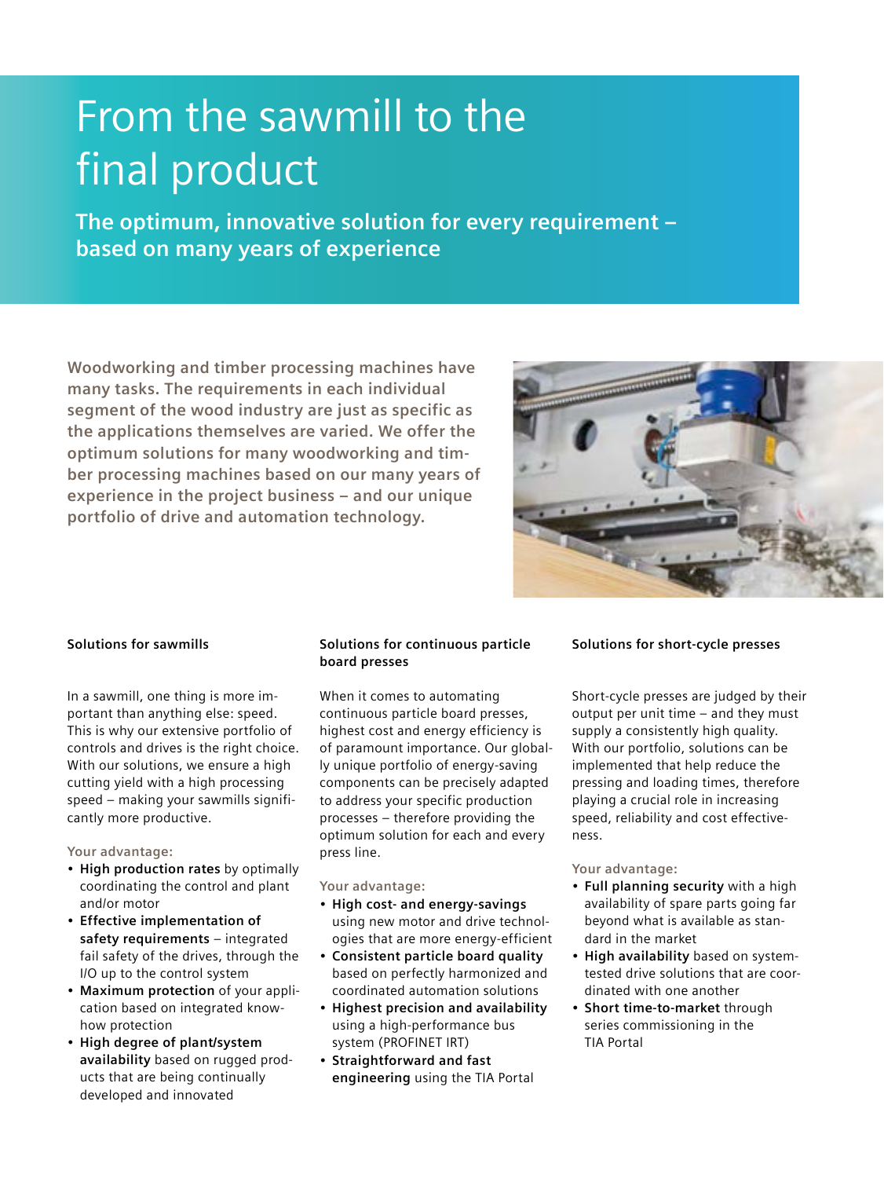# From the sawmill to the final product

**The optimum, innovative solution for every requirement – based on many years of experience**

**Woodworking and timber processing machines have many tasks. The requirements in each individual segment of the wood industry are just as specific as the applications themselves are varied. We offer the optimum solutions for many woodworking and timber processing machines based on our many years of experience in the project business – and our unique portfolio of drive and automation technology.**

### Solutions for sawmills

In a sawmill, one thing is more important than anything else: speed. This is why our extensive portfolio of controls and drives is the right choice. With our solutions, we ensure a high cutting yield with a high processing speed – making your sawmills significantly more productive.

Your advantage:

- **High production rates** by optimally coordinating the control and plant and/or motor
- **Effective implementation of safety requirements** – integrated fail safety of the drives, through the I/O up to the control system
- **Maximum protection** of your application based on integrated know-how protection
- **High degree of plant/system availability** based on rugged products that are being continually developed and innovated

### Solutions for continuous particle board presses

When it comes to automating continuous particle board presses, highest cost and energy efficiency is of paramount importance. Our globally unique portfolio of energy-saving components can be precisely adapted to address your specific production processes – therefore providing the optimum solution for each and every press line.

Your advantage:

- **High cost- and energy-savings** using new motor and drive technologies that are more energy-efficient
- **Consistent particle board quality** based on perfectly harmonized and coordinated automation solutions
- **Highest precision and availability** using a high-performance bus system (PROFINET IRT)
- **Straightforward and fast engineering** using the TIA Portal

### Solutions for short-cycle presses

Short-cycle presses are judged by their output per unit time – and they must supply a consistently high quality. With our portfolio, solutions can be implemented that help reduce the pressing and loading times, therefore playing a crucial role in increasing speed, reliability and cost effectiveness.

Your advantage:

- **Full planning security** with a high availability of spare parts going far beyond what is available as standard in the market
- **High availability** based on system-tested drive solutions that are coordinated with one another
- **Short time-to-market** through series commissioning in the TIA Portal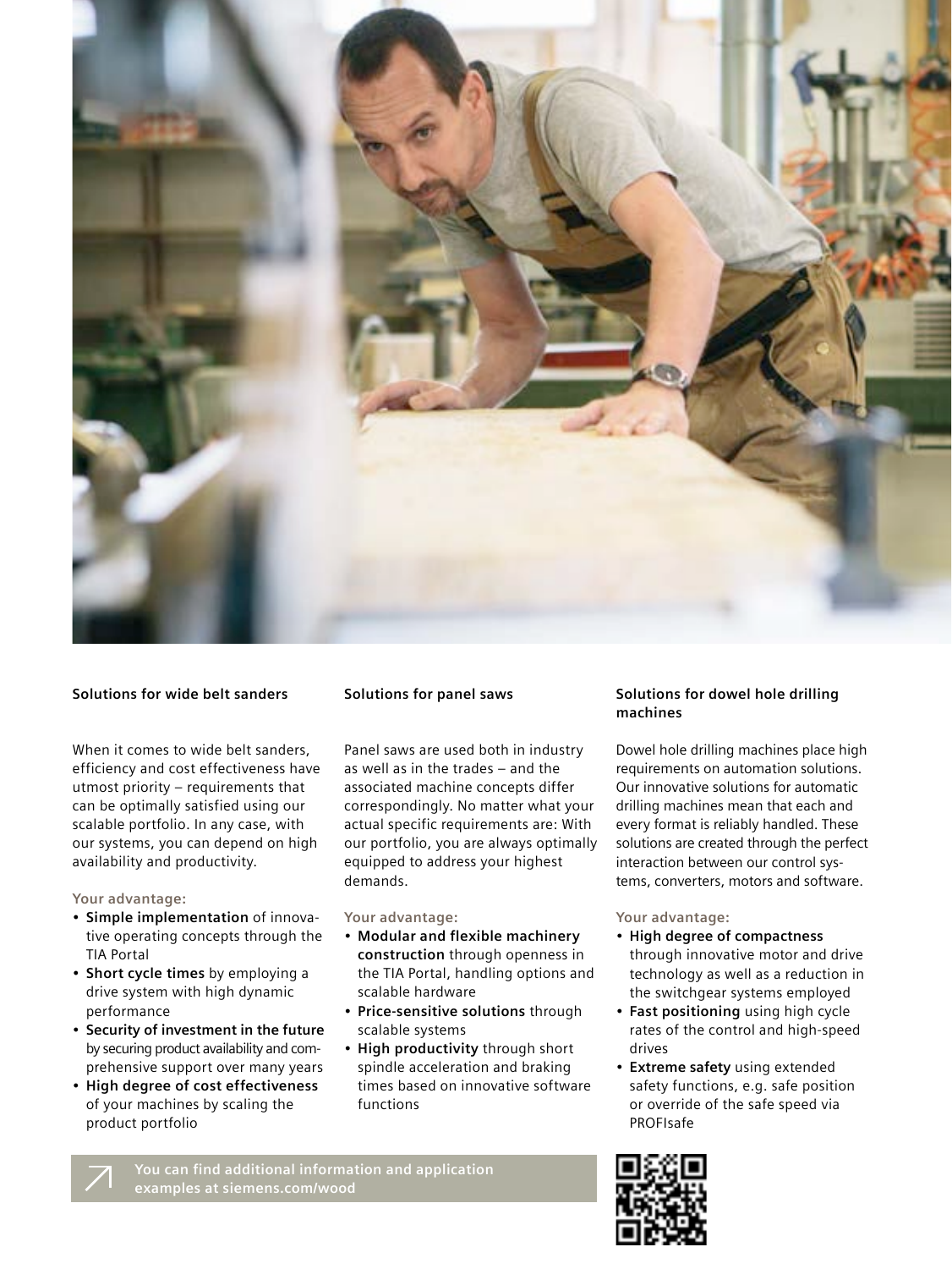### Solutions for wide belt sanders

When it comes to wide belt sanders, efficiency and cost effectiveness have utmost priority – requirements that can be optimally satisfied using our scalable portfolio. In any case, with our systems, you can depend on high availability and productivity.

Your advantage:

- **Simple implementation** of innovative operating concepts through the TIA Portal
- **Short cycle times** by employing a drive system with high dynamic performance
- **Security of investment in the future** by securing product availability and comprehensive support over many years
- **High degree of cost effectiveness** of your machines by scaling the product portfolio

### Solutions for panel saws

Panel saws are used both in industry as well as in the trades – and the associated machine concepts differ correspondingly. No matter what your actual specific requirements are: With our portfolio, you are always optimally equipped to address your highest demands.

Your advantage:

- **Modular and flexible machinery construction** through openness in the TIA Portal, handling options and scalable hardware
- **Price-sensitive solutions** through scalable systems
- **High productivity** through short spindle acceleration and braking times based on innovative software functions

### Solutions for dowel hole drilling machines

Dowel hole drilling machines place high requirements on automation solutions. Our innovative solutions for automatic drilling machines mean that each and every format is reliably handled. These solutions are created through the perfect interaction between our control systems, converters, motors and software.

Your advantage:

- **High degree of compactness** through innovative motor and drive technology as well as a reduction in the switchgear systems employed
- **Fast positioning** using high cycle rates of the control and high-speed drives
- **Extreme safety** using extended safety functions, e.g. safe position or override of the safe speed via PROFIsafe

**You can find additional information and application examples at siemens.com/wood**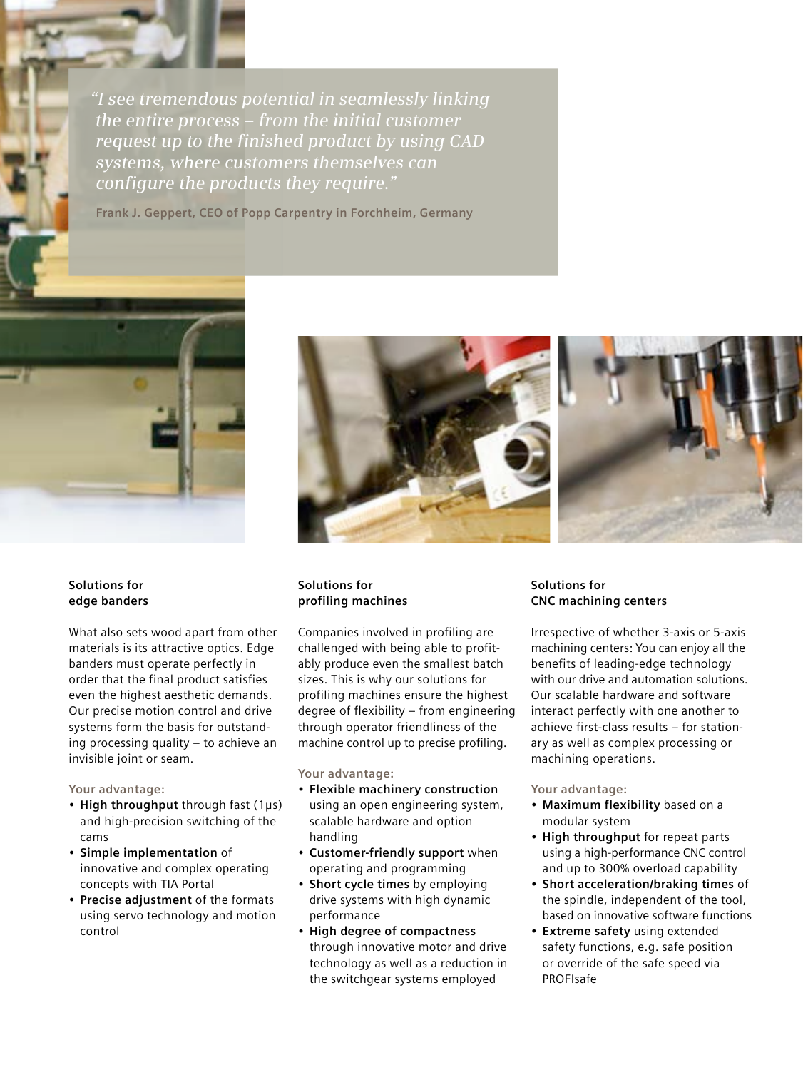*"I see tremendous potential in seamlessly linking the entire process – from the initial customer request up to the finished product by using CAD systems, where customers themselves can configure the products they require."*

Frank J. Geppert, CEO of Popp Carpentry in Forchheim, Germany

## Solutions for edge banders

What also sets wood apart from other materials is its attractive optics. Edge banders must operate perfectly in order that the final product satisfies even the highest aesthetic demands. Our precise motion control and drive systems form the basis for outstanding processing quality – to achieve an invisible joint or seam.

Your advantage:

- **High throughput** through fast (1μs) and high-precision switching of the cams
- **Simple implementation** of innovative and complex operating concepts with TIA Portal
- **Precise adjustment** of the formats using servo technology and motion control

## Solutions for profiling machines

Companies involved in profiling are challenged with being able to profitably produce even the smallest batch sizes. This is why our solutions for profiling machines ensure the highest degree of flexibility – from engineering through operator friendliness of the machine control up to precise profiling.

Your advantage:

- **Flexible machinery construction** using an open engineering system, scalable hardware and option handling
- **Customer-friendly support** when operating and programming
- **Short cycle times** by employing drive systems with high dynamic performance
- **High degree of compactness** through innovative motor and drive technology as well as a reduction in the switchgear systems employed

## Solutions for CNC machining centers

Irrespective of whether 3-axis or 5-axis machining centers: You can enjoy all the benefits of leading-edge technology with our drive and automation solutions. Our scalable hardware and software interact perfectly with one another to achieve first-class results – for stationary as well as complex processing or machining operations.

Your advantage:

- **Maximum flexibility** based on a modular system
- **High throughput** for repeat parts using a high-performance CNC control and up to 300% overload capability
- **Short acceleration/braking times** of the spindle, independent of the tool, based on innovative software functions
- **Extreme safety** using extended safety functions, e.g. safe position or override of the safe speed via PROFIsafe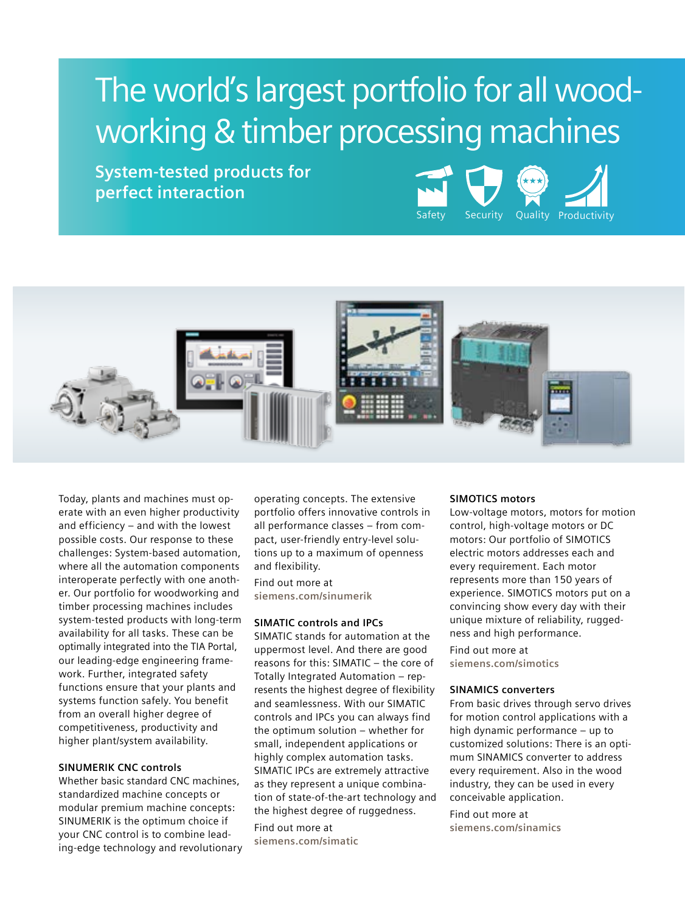# The world's largest portfolio for all woodworking & timber processing machines

**System-tested products for perfect interaction**

Safety Security Quality Productivity

Today, plants and machines must operate with an even higher productivity and efficiency – and with the lowest possible costs. Our response to these challenges: System-based automation, where all the automation components interoperate perfectly with one another. Our portfolio for woodworking and timber processing machines includes system-tested products with long-term availability for all tasks. These can be optimally integrated into the TIA Portal, our leading-edge engineering framework. Further, integrated safety functions ensure that your plants and systems function safely. You benefit from an overall higher degree of competitiveness, productivity and higher plant/system availability.

### SINUMERIK CNC controls

Whether basic standard CNC machines, standardized machine concepts or modular premium machine concepts: SINUMERIK is the optimum choice if your CNC control is to combine leading-edge technology and revolutionary operating concepts. The extensive portfolio offers innovative controls in all performance classes – from compact, user-friendly entry-level solutions up to a maximum of openness and flexibility.

Find out more at
**siemens.com/sinumerik**

### SIMATIC controls and IPCs

SIMATIC stands for automation at the uppermost level. And there are good reasons for this: SIMATIC – the core of Totally Integrated Automation – represents the highest degree of flexibility and seamlessness. With our SIMATIC controls and IPCs you can always find the optimum solution – whether for small, independent applications or highly complex automation tasks. SIMATIC IPCs are extremely attractive as they represent a unique combination of state-of-the-art technology and the highest degree of ruggedness.

Find out more at
**siemens.com/simatic**

### SIMOTICS motors

Low-voltage motors, motors for motion control, high-voltage motors or DC motors: Our portfolio of SIMOTICS electric motors addresses each and every requirement. Each motor represents more than 150 years of experience. SIMOTICS motors put on a convincing show every day with their unique mixture of reliability, ruggedness and high performance.

Find out more at
**siemens.com/simotics**

### SINAMICS converters

From basic drives through servo drives for motion control applications with a high dynamic performance – up to customized solutions: There is an optimum SINAMICS converter to address every requirement. Also in the wood industry, they can be used in every conceivable application.

Find out more at
**siemens.com/sinamics**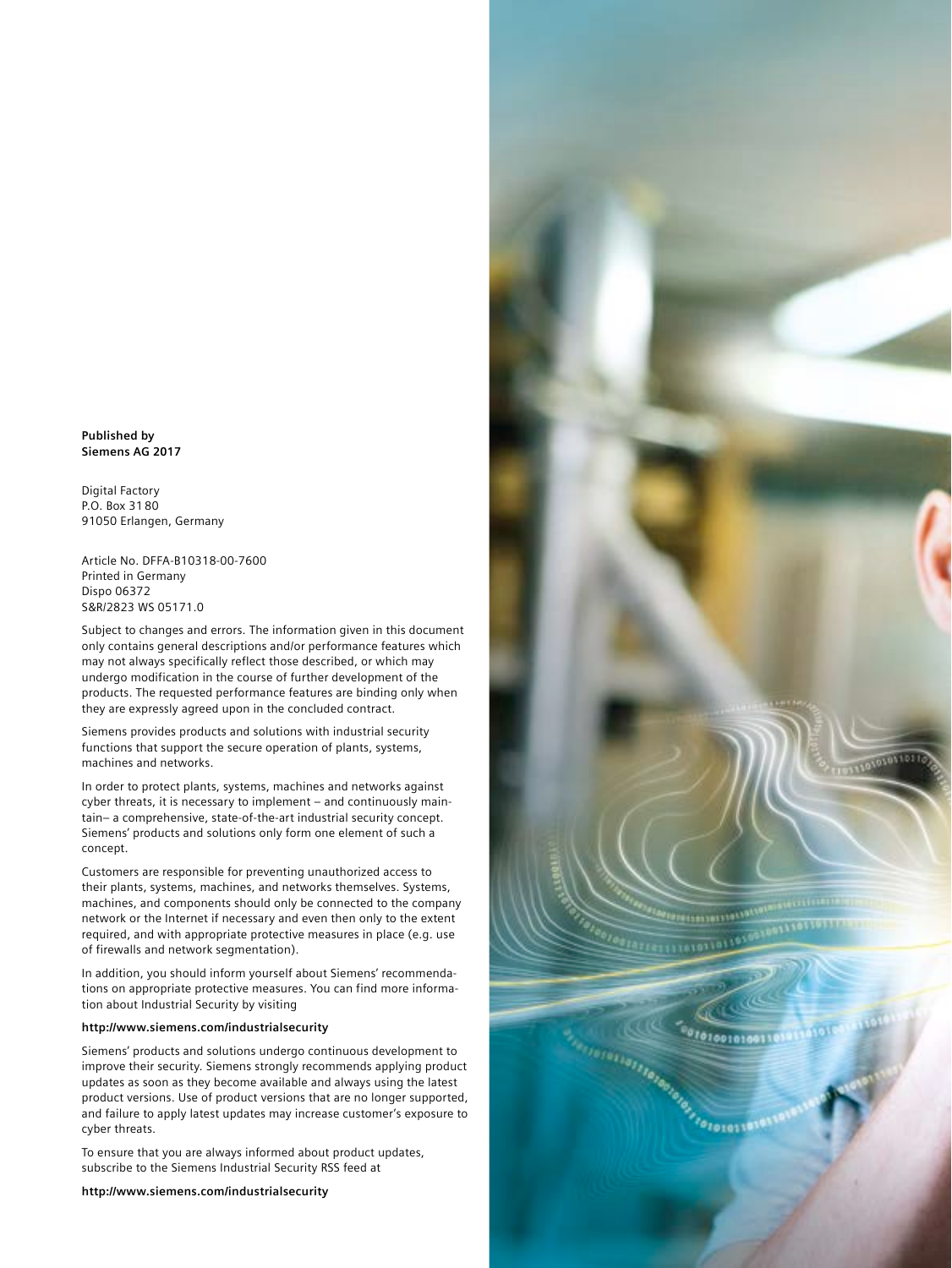**Published by**
**Siemens AG 2017**

Digital Factory
P.O. Box 31 80
91050 Erlangen, Germany

Article No. DFFA-B10318-00-7600
Printed in Germany
Dispo 06372
S&R/2823 WS 05171.0

Subject to changes and errors. The information given in this document only contains general descriptions and/or performance features which may not always specifically reflect those described, or which may undergo modification in the course of further development of the products. The requested performance features are binding only when they are expressly agreed upon in the concluded contract.

Siemens provides products and solutions with industrial security functions that support the secure operation of plants, systems, machines and networks.

In order to protect plants, systems, machines and networks against cyber threats, it is necessary to implement – and continuously maintain– a comprehensive, state-of-the-art industrial security concept. Siemens' products and solutions only form one element of such a concept.

Customers are responsible for preventing unauthorized access to their plants, systems, machines, and networks themselves. Systems, machines, and components should only be connected to the company network or the Internet if necessary and even then only to the extent required, and with appropriate protective measures in place (e.g. use of firewalls and network segmentation).

In addition, you should inform yourself about Siemens' recommendations on appropriate protective measures. You can find more information about Industrial Security by visiting

**http://www.siemens.com/industrialsecurity**

Siemens' products and solutions undergo continuous development to improve their security. Siemens strongly recommends applying product updates as soon as they become available and always using the latest product versions. Use of product versions that are no longer supported, and failure to apply latest updates may increase customer's exposure to cyber threats.

To ensure that you are always informed about product updates, subscribe to the Siemens Industrial Security RSS feed at

**http://www.siemens.com/industrialsecurity**